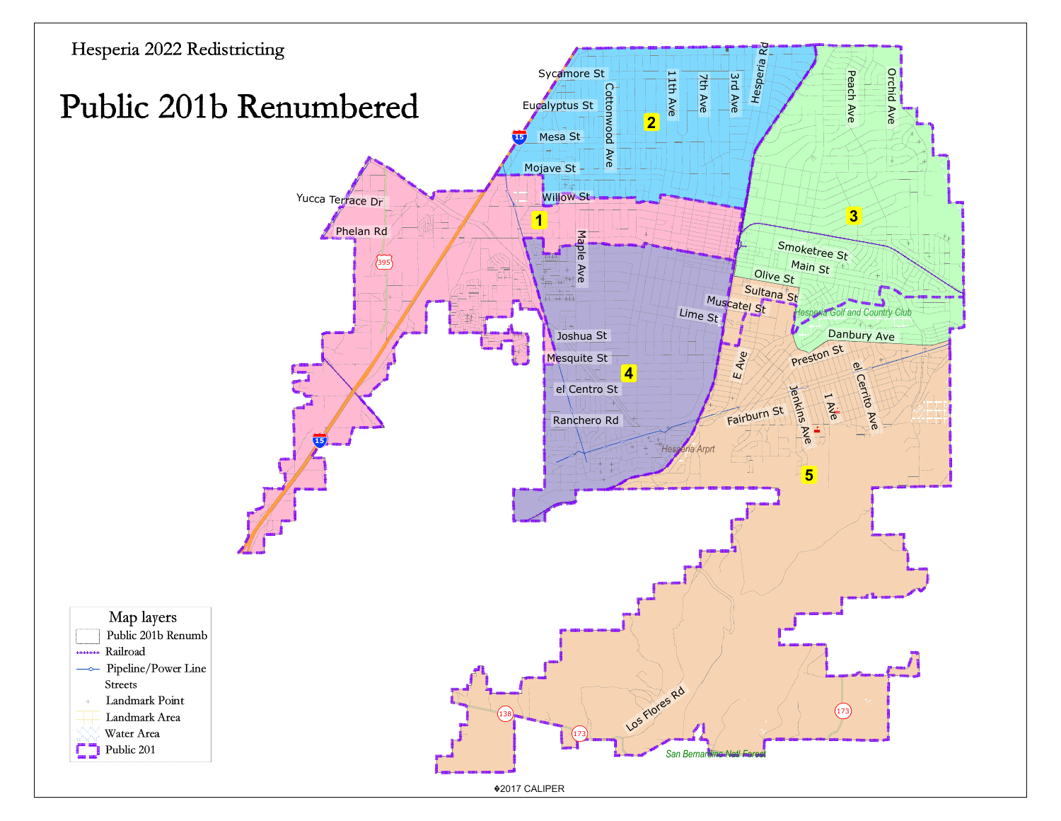Hesperia 2022 Redistricting

# Public 201b Renumbered

Sycamore St
Eucalyptus St
Mesa St
Mojave St
Willow St
Yucca Terrace Dr
Phelan Rd
Cottonwood Ave
11th Ave
7th Ave
3rd Ave
Hesperia Rd
Peach Ave
Orchid Ave
Maple Ave
Smoketree St
Main St
Olive St
Sultana St
Muscatel St
Lime St
Hesperia Golf and Country Club
Danbury Ave
Preston St
Joshua St
Mesquite St
el Centro St
Ranchero Rd
E Ave
Fairburn St
Jenkins Ave
I Ave
el Cerrito Ave
Hesperia Arpt
Los Flores Rd
San Bernardino Natl Forest

1
2
3
4
5

Map layers
- Public 201b Renumb
- Railroad
- Pipeline/Power Line
- Streets
- Landmark Point
- Landmark Area
- Water Area
- Public 201

©2017 CALIPER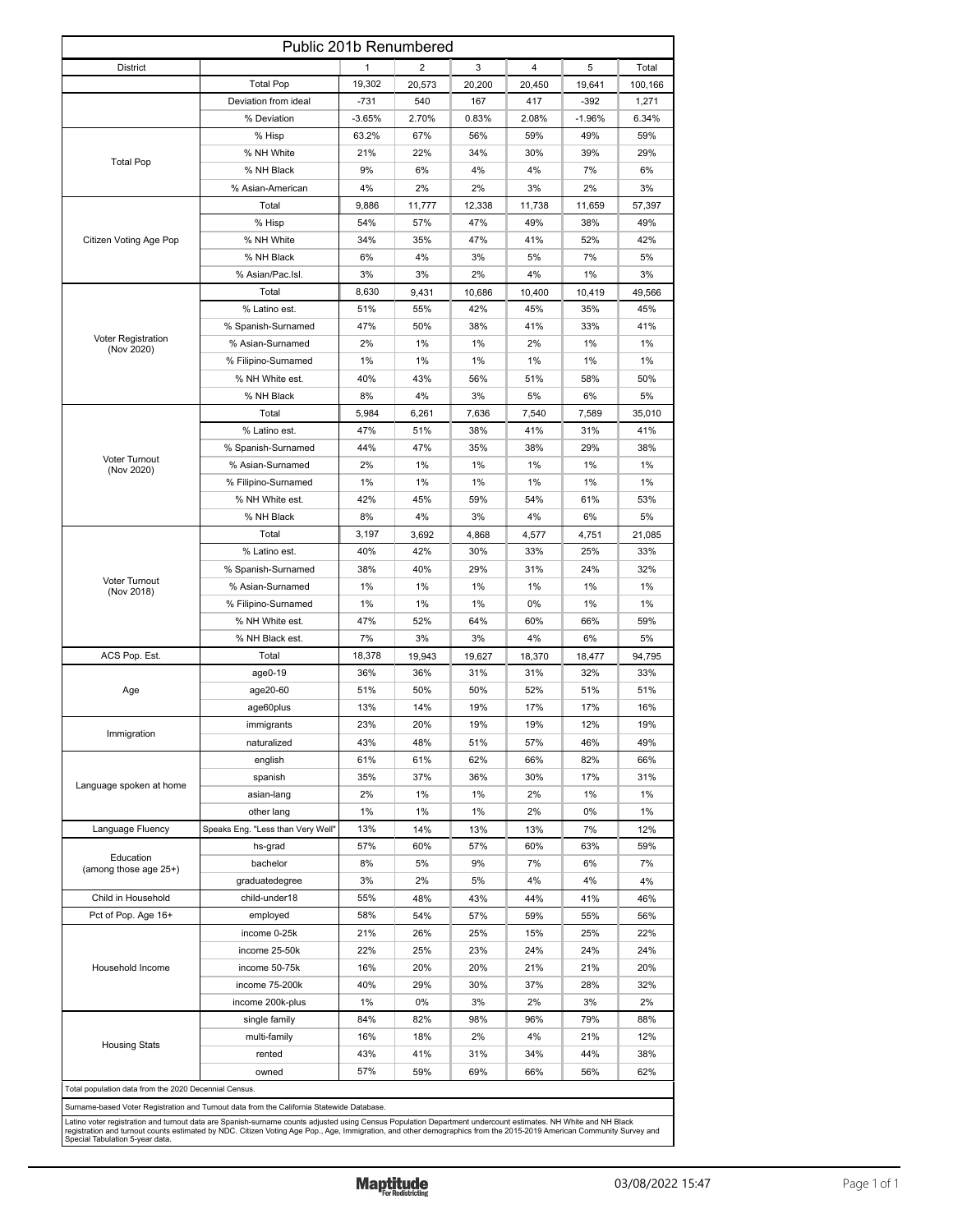# Public 201b Renumbered

| District | | 1 | 2 | 3 | 4 | 5 | Total |
|---|---|---|---|---|---|---|---|
| | Total Pop | 19,302 | 20,573 | 20,200 | 20,450 | 19,641 | 100,166 |
| | Deviation from ideal | -731 | 540 | 167 | 417 | -392 | 1,271 |
| | % Deviation | -3.65% | 2.70% | 0.83% | 2.08% | -1.96% | 6.34% |
| Total Pop | % Hisp | 63.2% | 67% | 56% | 59% | 49% | 59% |
| | % NH White | 21% | 22% | 34% | 30% | 39% | 29% |
| | % NH Black | 9% | 6% | 4% | 4% | 7% | 6% |
| | % Asian-American | 4% | 2% | 2% | 3% | 2% | 3% |
| Citizen Voting Age Pop | Total | 9,886 | 11,777 | 12,338 | 11,738 | 11,659 | 57,397 |
| | % Hisp | 54% | 57% | 47% | 49% | 38% | 49% |
| | % NH White | 34% | 35% | 47% | 41% | 52% | 42% |
| | % NH Black | 6% | 4% | 3% | 5% | 7% | 5% |
| | % Asian/Pac.Isl. | 3% | 3% | 2% | 4% | 1% | 3% |
| Voter Registration (Nov 2020) | Total | 8,630 | 9,431 | 10,686 | 10,400 | 10,419 | 49,566 |
| | % Latino est. | 51% | 55% | 42% | 45% | 35% | 45% |
| | % Spanish-Surnamed | 47% | 50% | 38% | 41% | 33% | 41% |
| | % Asian-Surnamed | 2% | 1% | 1% | 2% | 1% | 1% |
| | % Filipino-Surnamed | 1% | 1% | 1% | 1% | 1% | 1% |
| | % NH White est. | 40% | 43% | 56% | 51% | 58% | 50% |
| | % NH Black | 8% | 4% | 3% | 5% | 6% | 5% |
| Voter Turnout (Nov 2020) | Total | 5,984 | 6,261 | 7,636 | 7,540 | 7,589 | 35,010 |
| | % Latino est. | 47% | 51% | 38% | 41% | 31% | 41% |
| | % Spanish-Surnamed | 44% | 47% | 35% | 38% | 29% | 38% |
| | % Asian-Surnamed | 2% | 1% | 1% | 1% | 1% | 1% |
| | % Filipino-Surnamed | 1% | 1% | 1% | 1% | 1% | 1% |
| | % NH White est. | 42% | 45% | 59% | 54% | 61% | 53% |
| | % NH Black | 8% | 4% | 3% | 4% | 6% | 5% |
| Voter Turnout (Nov 2018) | Total | 3,197 | 3,692 | 4,868 | 4,577 | 4,751 | 21,085 |
| | % Latino est. | 40% | 42% | 30% | 33% | 25% | 33% |
| | % Spanish-Surnamed | 38% | 40% | 29% | 31% | 24% | 32% |
| | % Asian-Surnamed | 1% | 1% | 1% | 1% | 1% | 1% |
| | % Filipino-Surnamed | 1% | 1% | 1% | 0% | 1% | 1% |
| | % NH White est. | 47% | 52% | 64% | 60% | 66% | 59% |
| | % NH Black est. | 7% | 3% | 3% | 4% | 6% | 5% |
| ACS Pop. Est. | Total | 18,378 | 19,943 | 19,627 | 18,370 | 18,477 | 94,795 |
| Age | age0-19 | 36% | 36% | 31% | 31% | 32% | 33% |
| | age20-60 | 51% | 50% | 50% | 52% | 51% | 51% |
| | age60plus | 13% | 14% | 19% | 17% | 17% | 16% |
| Immigration | immigrants | 23% | 20% | 19% | 19% | 12% | 19% |
| | naturalized | 43% | 48% | 51% | 57% | 46% | 49% |
| Language spoken at home | english | 61% | 61% | 62% | 66% | 82% | 66% |
| | spanish | 35% | 37% | 36% | 30% | 17% | 31% |
| | asian-lang | 2% | 1% | 1% | 2% | 1% | 1% |
| | other lang | 1% | 1% | 1% | 2% | 0% | 1% |
| Language Fluency | Speaks Eng. "Less than Very Well" | 13% | 14% | 13% | 13% | 7% | 12% |
| Education (among those age 25+) | hs-grad | 57% | 60% | 57% | 60% | 63% | 59% |
| | bachelor | 8% | 5% | 9% | 7% | 6% | 7% |
| | graduatedegree | 3% | 2% | 5% | 4% | 4% | 4% |
| Child in Household | child-under18 | 55% | 48% | 43% | 44% | 41% | 46% |
| Pct of Pop. Age 16+ | employed | 58% | 54% | 57% | 59% | 55% | 56% |
| Household Income | income 0-25k | 21% | 26% | 25% | 15% | 25% | 22% |
| | income 25-50k | 22% | 25% | 23% | 24% | 24% | 24% |
| | income 50-75k | 16% | 20% | 20% | 21% | 21% | 20% |
| | income 75-200k | 40% | 29% | 30% | 37% | 28% | 32% |
| | income 200k-plus | 1% | 0% | 3% | 2% | 3% | 2% |
| Housing Stats | single family | 84% | 82% | 98% | 96% | 79% | 88% |
| | multi-family | 16% | 18% | 2% | 4% | 21% | 12% |
| | rented | 43% | 41% | 31% | 34% | 44% | 38% |
| | owned | 57% | 59% | 69% | 66% | 56% | 62% |

Total population data from the 2020 Decennial Census.

Surname-based Voter Registration and Turnout data from the California Statewide Database.

Latino voter registration and turnout data are Spanish-surname counts adjusted using Census Population Department undercount estimates. NH White and NH Black registration and turnout counts estimated by NDC. Citizen Voting Age Pop., Age, Immigration, and other demographics from the 2015-2019 American Community Survey and Special Tabulation 5-year data.

Maptitude For Redistricting

03/08/2022 15:47